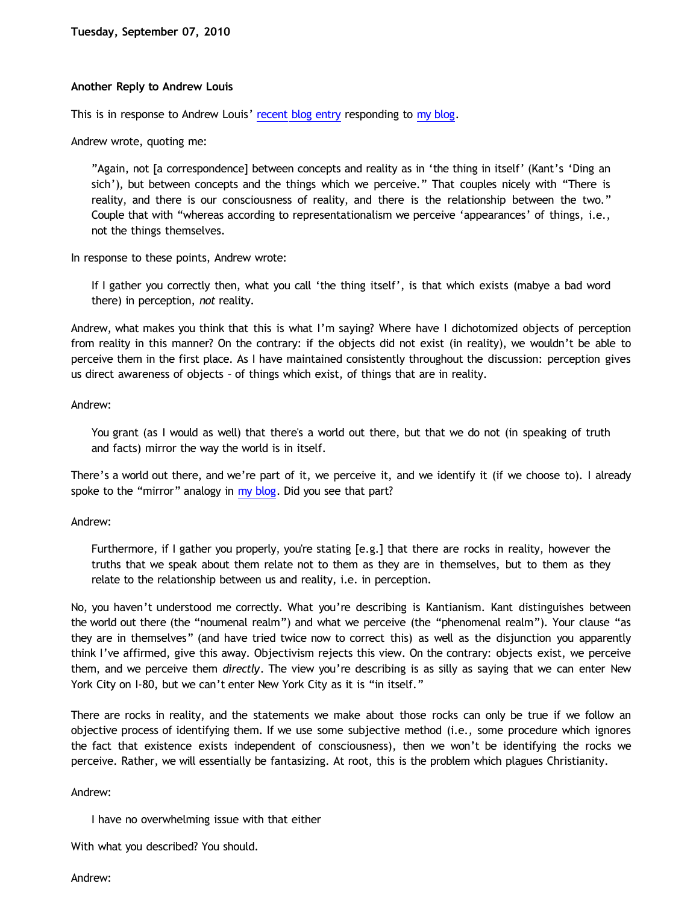**Tuesday, September 07, 2010**

### Another Reply to Andrew Louis

This is in response to Andrew Louis' recent blog entry responding to my blog.

Andrew wrote, quoting me:

> "Again, not [a correspondence] between concepts and reality as in 'the thing in itself' (Kant's 'Ding an sich'), but between concepts and the things which we perceive." That couples nicely with "There is reality, and there is our consciousness of reality, and there is the relationship between the two." Couple that with "whereas according to representationalism we perceive 'appearances' of things, i.e., not the things themselves.

In response to these points, Andrew wrote:

> If I gather you correctly then, what you call 'the thing itself', is that which exists (mabye a bad word there) in perception, *not* reality.

Andrew, what makes you think that this is what I'm saying? Where have I dichotomized objects of perception from reality in this manner? On the contrary: if the objects did not exist (in reality), we wouldn't be able to perceive them in the first place. As I have maintained consistently throughout the discussion: perception gives us direct awareness of objects – of things which exist, of things that are in reality.

Andrew:

> You grant (as I would as well) that there's a world out there, but that we do not (in speaking of truth and facts) mirror the way the world is in itself.

There's a world out there, and we're part of it, we perceive it, and we identify it (if we choose to). I already spoke to the "mirror" analogy in my blog. Did you see that part?

Andrew:

> Furthermore, if I gather you properly, you're stating [e.g.] that there are rocks in reality, however the truths that we speak about them relate not to them as they are in themselves, but to them as they relate to the relationship between us and reality, i.e. in perception.

No, you haven't understood me correctly. What you're describing is Kantianism. Kant distinguishes between the world out there (the "noumenal realm") and what we perceive (the "phenomenal realm"). Your clause "as they are in themselves" (and have tried twice now to correct this) as well as the disjunction you apparently think I've affirmed, give this away. Objectivism rejects this view. On the contrary: objects exist, we perceive them, and we perceive them *directly*. The view you're describing is as silly as saying that we can enter New York City on I-80, but we can't enter New York City as it is "in itself."

There are rocks in reality, and the statements we make about those rocks can only be true if we follow an objective process of identifying them. If we use some subjective method (i.e., some procedure which ignores the fact that existence exists independent of consciousness), then we won't be identifying the rocks we perceive. Rather, we will essentially be fantasizing. At root, this is the problem which plagues Christianity.

Andrew:

> I have no overwhelming issue with that either

With what you described? You should.

Andrew: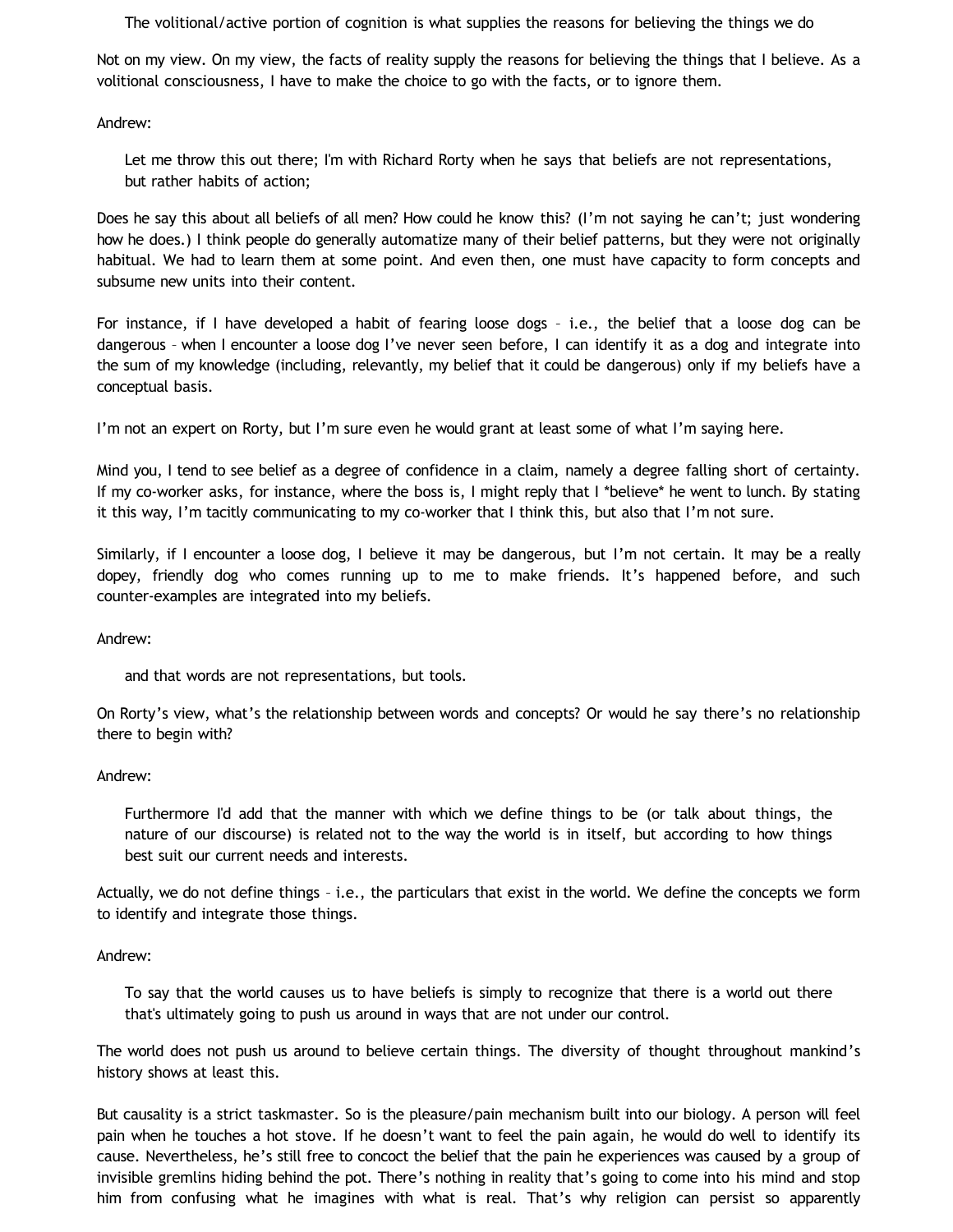> The volitional/active portion of cognition is what supplies the reasons for believing the things we do

Not on my view. On my view, the facts of reality supply the reasons for believing the things that I believe. As a volitional consciousness, I have to make the choice to go with the facts, or to ignore them.

Andrew:

> Let me throw this out there; I'm with Richard Rorty when he says that beliefs are not representations, but rather habits of action;

Does he say this about all beliefs of all men? How could he know this? (I'm not saying he can't; just wondering how he does.) I think people do generally automatize many of their belief patterns, but they were not originally habitual. We had to learn them at some point. And even then, one must have capacity to form concepts and subsume new units into their content.

For instance, if I have developed a habit of fearing loose dogs – i.e., the belief that a loose dog can be dangerous – when I encounter a loose dog I've never seen before, I can identify it as a dog and integrate into the sum of my knowledge (including, relevantly, my belief that it could be dangerous) only if my beliefs have a conceptual basis.

I'm not an expert on Rorty, but I'm sure even he would grant at least some of what I'm saying here.

Mind you, I tend to see belief as a degree of confidence in a claim, namely a degree falling short of certainty. If my co-worker asks, for instance, where the boss is, I might reply that I *believe* he went to lunch. By stating it this way, I'm tacitly communicating to my co-worker that I think this, but also that I'm not sure.

Similarly, if I encounter a loose dog, I believe it may be dangerous, but I'm not certain. It may be a really dopey, friendly dog who comes running up to me to make friends. It's happened before, and such counter-examples are integrated into my beliefs.

Andrew:

> and that words are not representations, but tools.

On Rorty's view, what's the relationship between words and concepts? Or would he say there's no relationship there to begin with?

Andrew:

> Furthermore I'd add that the manner with which we define things to be (or talk about things, the nature of our discourse) is related not to the way the world is in itself, but according to how things best suit our current needs and interests.

Actually, we do not define things – i.e., the particulars that exist in the world. We define the concepts we form to identify and integrate those things.

Andrew:

> To say that the world causes us to have beliefs is simply to recognize that there is a world out there that's ultimately going to push us around in ways that are not under our control.

The world does not push us around to believe certain things. The diversity of thought throughout mankind's history shows at least this.

But causality is a strict taskmaster. So is the pleasure/pain mechanism built into our biology. A person will feel pain when he touches a hot stove. If he doesn't want to feel the pain again, he would do well to identify its cause. Nevertheless, he's still free to concoct the belief that the pain he experiences was caused by a group of invisible gremlins hiding behind the pot. There's nothing in reality that's going to come into his mind and stop him from confusing what he imagines with what is real. That's why religion can persist so apparently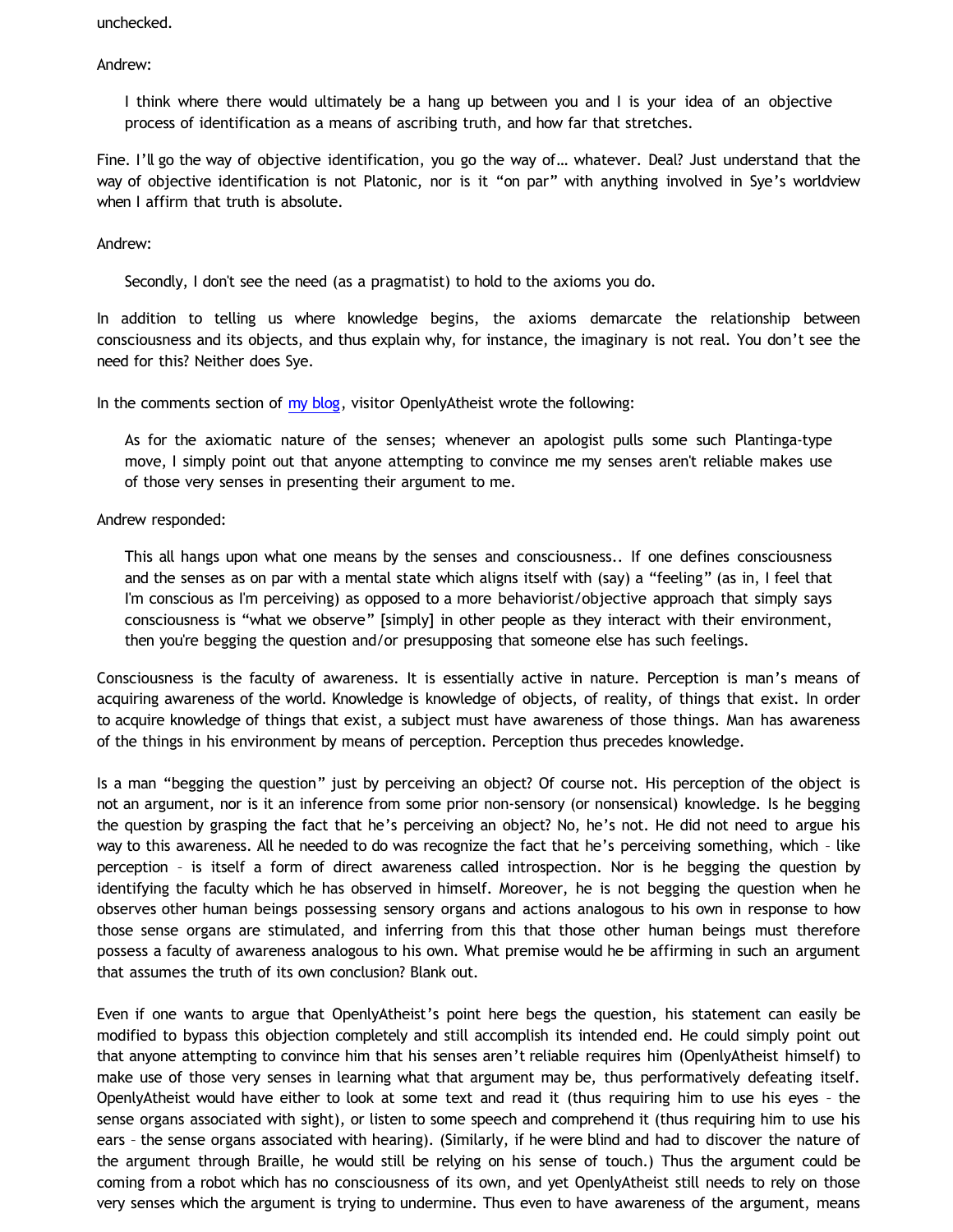unchecked.

Andrew:

> I think where there would ultimately be a hang up between you and I is your idea of an objective process of identification as a means of ascribing truth, and how far that stretches.

Fine. I'll go the way of objective identification, you go the way of… whatever. Deal? Just understand that the way of objective identification is not Platonic, nor is it "on par" with anything involved in Sye's worldview when I affirm that truth is absolute.

Andrew:

> Secondly, I don't see the need (as a pragmatist) to hold to the axioms you do.

In addition to telling us where knowledge begins, the axioms demarcate the relationship between consciousness and its objects, and thus explain why, for instance, the imaginary is not real. You don't see the need for this? Neither does Sye.

In the comments section of [my blog](), visitor OpenlyAtheist wrote the following:

> As for the axiomatic nature of the senses; whenever an apologist pulls some such Plantinga-type move, I simply point out that anyone attempting to convince me my senses aren't reliable makes use of those very senses in presenting their argument to me.

Andrew responded:

> This all hangs upon what one means by the senses and consciousness.. If one defines consciousness and the senses as on par with a mental state which aligns itself with (say) a "feeling" (as in, I feel that I'm conscious as I'm perceiving) as opposed to a more behaviorist/objective approach that simply says consciousness is "what we observe" [simply] in other people as they interact with their environment, then you're begging the question and/or presupposing that someone else has such feelings.

Consciousness is the faculty of awareness. It is essentially active in nature. Perception is man's means of acquiring awareness of the world. Knowledge is knowledge of objects, of reality, of things that exist. In order to acquire knowledge of things that exist, a subject must have awareness of those things. Man has awareness of the things in his environment by means of perception. Perception thus precedes knowledge.

Is a man "begging the question" just by perceiving an object? Of course not. His perception of the object is not an argument, nor is it an inference from some prior non-sensory (or nonsensical) knowledge. Is he begging the question by grasping the fact that he's perceiving an object? No, he's not. He did not need to argue his way to this awareness. All he needed to do was recognize the fact that he's perceiving something, which – like perception – is itself a form of direct awareness called introspection. Nor is he begging the question by identifying the faculty which he has observed in himself. Moreover, he is not begging the question when he observes other human beings possessing sensory organs and actions analogous to his own in response to how those sense organs are stimulated, and inferring from this that those other human beings must therefore possess a faculty of awareness analogous to his own. What premise would he be affirming in such an argument that assumes the truth of its own conclusion? Blank out.

Even if one wants to argue that OpenlyAtheist's point here begs the question, his statement can easily be modified to bypass this objection completely and still accomplish its intended end. He could simply point out that anyone attempting to convince him that his senses aren't reliable requires him (OpenlyAtheist himself) to make use of those very senses in learning what that argument may be, thus performatively defeating itself. OpenlyAtheist would have either to look at some text and read it (thus requiring him to use his eyes – the sense organs associated with sight), or listen to some speech and comprehend it (thus requiring him to use his ears – the sense organs associated with hearing). (Similarly, if he were blind and had to discover the nature of the argument through Braille, he would still be relying on his sense of touch.) Thus the argument could be coming from a robot which has no consciousness of its own, and yet OpenlyAtheist still needs to rely on those very senses which the argument is trying to undermine. Thus even to have awareness of the argument, means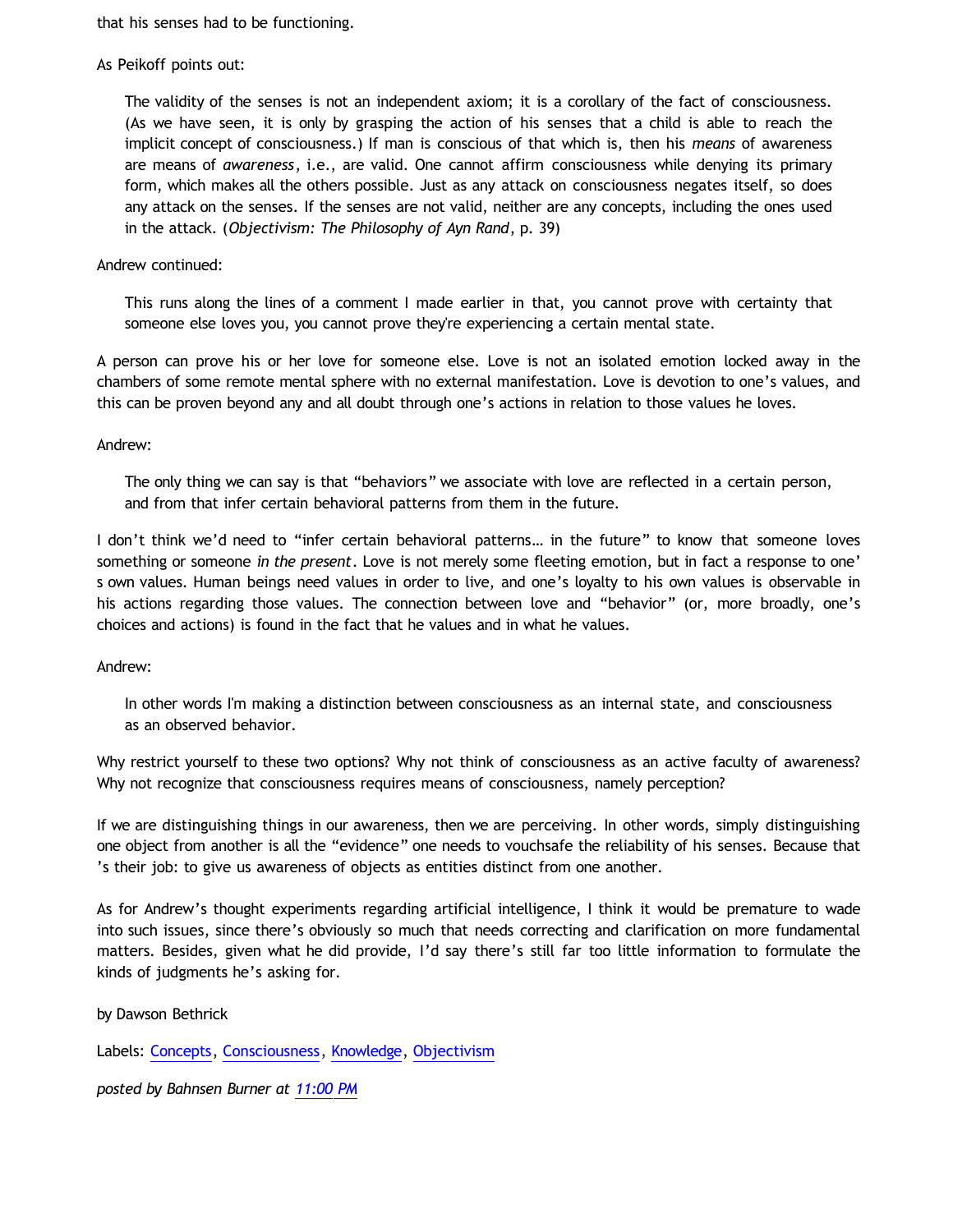that his senses had to be functioning.

As Peikoff points out:

> The validity of the senses is not an independent axiom; it is a corollary of the fact of consciousness. (As we have seen, it is only by grasping the action of his senses that a child is able to reach the implicit concept of consciousness.) If man is conscious of that which is, then his *means* of awareness are means of *awareness*, i.e., are valid. One cannot affirm consciousness while denying its primary form, which makes all the others possible. Just as any attack on consciousness negates itself, so does any attack on the senses. If the senses are not valid, neither are any concepts, including the ones used in the attack. (*Objectivism: The Philosophy of Ayn Rand*, p. 39)

Andrew continued:

> This runs along the lines of a comment I made earlier in that, you cannot prove with certainty that someone else loves you, you cannot prove they're experiencing a certain mental state.

A person can prove his or her love for someone else. Love is not an isolated emotion locked away in the chambers of some remote mental sphere with no external manifestation. Love is devotion to one's values, and this can be proven beyond any and all doubt through one's actions in relation to those values he loves.

Andrew:

> The only thing we can say is that "behaviors" we associate with love are reflected in a certain person, and from that infer certain behavioral patterns from them in the future.

I don't think we'd need to "infer certain behavioral patterns… in the future" to know that someone loves something or someone *in the present*. Love is not merely some fleeting emotion, but in fact a response to one's own values. Human beings need values in order to live, and one's loyalty to his own values is observable in his actions regarding those values. The connection between love and "behavior" (or, more broadly, one's choices and actions) is found in the fact that he values and in what he values.

Andrew:

> In other words I'm making a distinction between consciousness as an internal state, and consciousness as an observed behavior.

Why restrict yourself to these two options? Why not think of consciousness as an active faculty of awareness? Why not recognize that consciousness requires means of consciousness, namely perception?

If we are distinguishing things in our awareness, then we are perceiving. In other words, simply distinguishing one object from another is all the "evidence" one needs to vouchsafe the reliability of his senses. Because that's their job: to give us awareness of objects as entities distinct from one another.

As for Andrew's thought experiments regarding artificial intelligence, I think it would be premature to wade into such issues, since there's obviously so much that needs correcting and clarification on more fundamental matters. Besides, given what he did provide, I'd say there's still far too little information to formulate the kinds of judgments he's asking for.

by Dawson Bethrick

Labels: Concepts, Consciousness, Knowledge, Objectivism

*posted by Bahnsen Burner at 11:00 PM*